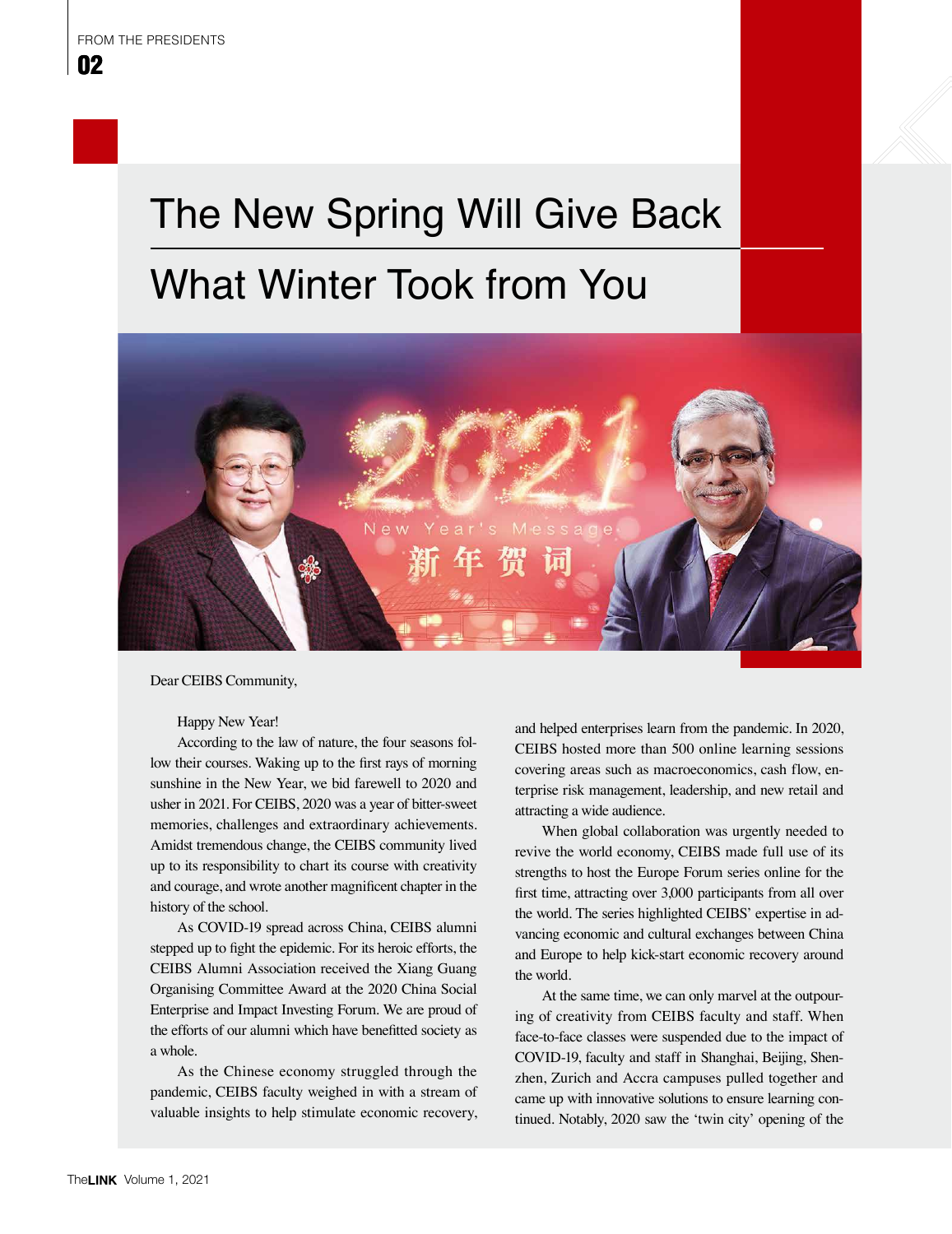# The New Spring Will Give Back What Winter Took from You

Dear CEIBS Community,

Happy New Year!

According to the law of nature, the four seasons follow their courses. Waking up to the first rays of morning sunshine in the New Year, we bid farewell to 2020 and usher in 2021. For CEIBS, 2020 was a year of bitter-sweet memories, challenges and extraordinary achievements. Amidst tremendous change, the CEIBS community lived up to its responsibility to chart its course with creativity and courage, and wrote another magnificent chapter in the history of the school.

As COVID-19 spread across China, CEIBS alumni stepped up to fight the epidemic. For its heroic efforts, the CEIBS Alumni Association received the Xiang Guang Organising Committee Award at the 2020 China Social Enterprise and Impact Investing Forum. We are proud of the efforts of our alumni which have benefitted society as a whole.

As the Chinese economy struggled through the pandemic, CEIBS faculty weighed in with a stream of valuable insights to help stimulate economic recovery, and helped enterprises learn from the pandemic. In 2020, CEIBS hosted more than 500 online learning sessions covering areas such as macroeconomics, cash flow, enterprise risk management, leadership, and new retail and attracting a wide audience.

When global collaboration was urgently needed to revive the world economy, CEIBS made full use of its strengths to host the Europe Forum series online for the first time, attracting over 3,000 participants from all over the world. The series highlighted CEIBS' expertise in advancing economic and cultural exchanges between China and Europe to help kick-start economic recovery around the world.

At the same time, we can only marvel at the outpouring of creativity from CEIBS faculty and staff. When face-to-face classes were suspended due to the impact of COVID-19, faculty and staff in Shanghai, Beijing, Shenzhen, Zurich and Accra campuses pulled together and came up with innovative solutions to ensure learning continued. Notably, 2020 saw the 'twin city' opening of the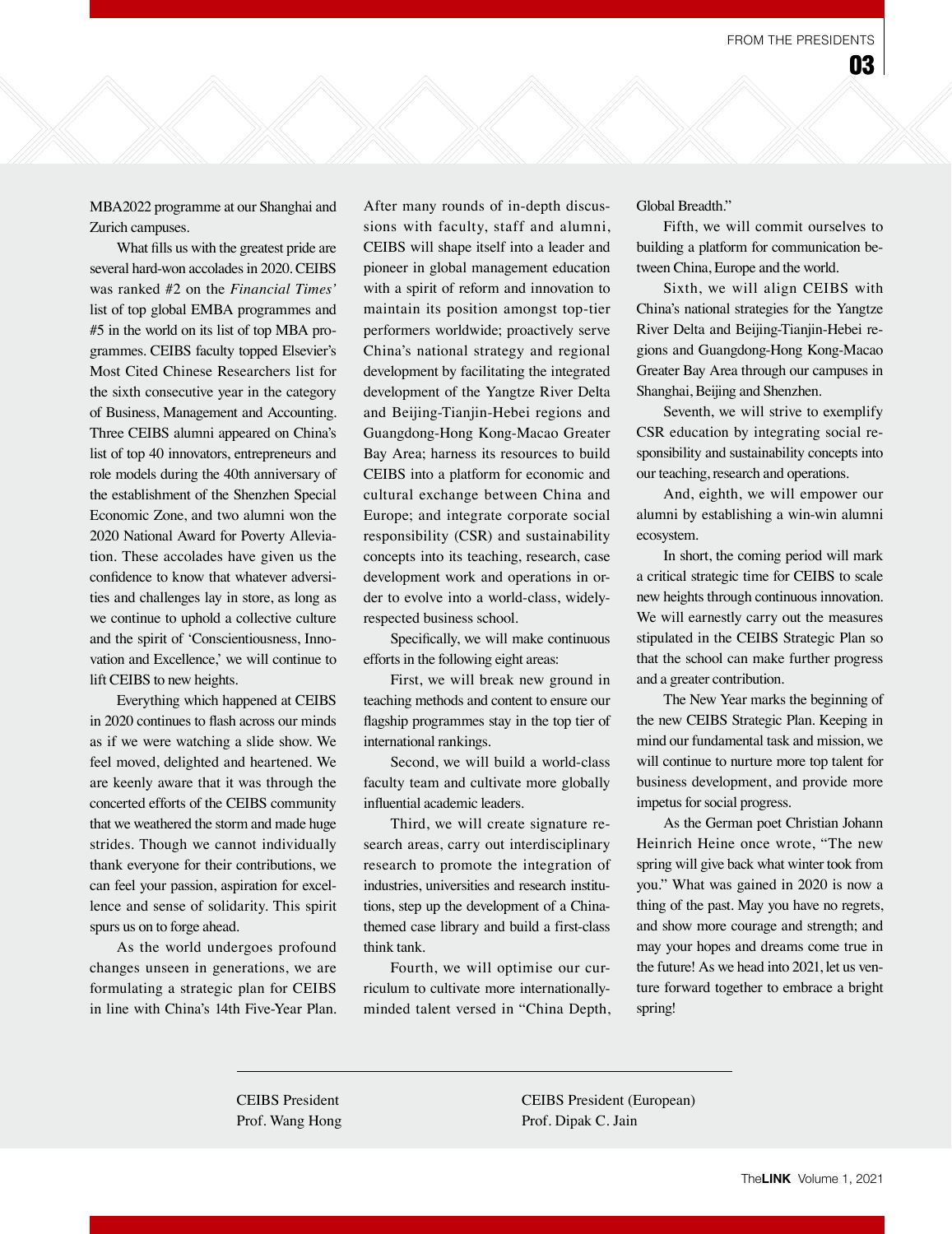MBA2022 programme at our Shanghai and Zurich campuses.

What fills us with the greatest pride are several hard-won accolades in 2020. CEIBS was ranked #2 on the *Financial Times'* list of top global EMBA programmes and #5 in the world on its list of top MBA programmes. CEIBS faculty topped Elsevier's Most Cited Chinese Researchers list for the sixth consecutive year in the category of Business, Management and Accounting. Three CEIBS alumni appeared on China's list of top 40 innovators, entrepreneurs and role models during the 40th anniversary of the establishment of the Shenzhen Special Economic Zone, and two alumni won the 2020 National Award for Poverty Alleviation. These accolades have given us the confidence to know that whatever adversities and challenges lay in store, as long as we continue to uphold a collective culture and the spirit of 'Conscientiousness, Innovation and Excellence,' we will continue to lift CEIBS to new heights.

Everything which happened at CEIBS in 2020 continues to flash across our minds as if we were watching a slide show. We feel moved, delighted and heartened. We are keenly aware that it was through the concerted efforts of the CEIBS community that we weathered the storm and made huge strides. Though we cannot individually thank everyone for their contributions, we can feel your passion, aspiration for excellence and sense of solidarity. This spirit spurs us on to forge ahead.

As the world undergoes profound changes unseen in generations, we are formulating a strategic plan for CEIBS in line with China's 14th Five-Year Plan. After many rounds of in-depth discussions with faculty, staff and alumni, CEIBS will shape itself into a leader and pioneer in global management education with a spirit of reform and innovation to maintain its position amongst top-tier performers worldwide; proactively serve China's national strategy and regional development by facilitating the integrated development of the Yangtze River Delta and Beijing-Tianjin-Hebei regions and Guangdong-Hong Kong-Macao Greater Bay Area; harness its resources to build CEIBS into a platform for economic and cultural exchange between China and Europe; and integrate corporate social responsibility (CSR) and sustainability concepts into its teaching, research, case development work and operations in order to evolve into a world-class, widely-respected business school.

Specifically, we will make continuous efforts in the following eight areas:

First, we will break new ground in teaching methods and content to ensure our flagship programmes stay in the top tier of international rankings.

Second, we will build a world-class faculty team and cultivate more globally influential academic leaders.

Third, we will create signature research areas, carry out interdisciplinary research to promote the integration of industries, universities and research institutions, step up the development of a China-themed case library and build a first-class think tank.

Fourth, we will optimise our curriculum to cultivate more internationally-minded talent versed in "China Depth, Global Breadth."

Fifth, we will commit ourselves to building a platform for communication between China, Europe and the world.

Sixth, we will align CEIBS with China's national strategies for the Yangtze River Delta and Beijing-Tianjin-Hebei regions and Guangdong-Hong Kong-Macao Greater Bay Area through our campuses in Shanghai, Beijing and Shenzhen.

Seventh, we will strive to exemplify CSR education by integrating social responsibility and sustainability concepts into our teaching, research and operations.

And, eighth, we will empower our alumni by establishing a win-win alumni ecosystem.

In short, the coming period will mark a critical strategic time for CEIBS to scale new heights through continuous innovation. We will earnestly carry out the measures stipulated in the CEIBS Strategic Plan so that the school can make further progress and a greater contribution.

The New Year marks the beginning of the new CEIBS Strategic Plan. Keeping in mind our fundamental task and mission, we will continue to nurture more top talent for business development, and provide more impetus for social progress.

As the German poet Christian Johann Heinrich Heine once wrote, "The new spring will give back what winter took from you." What was gained in 2020 is now a thing of the past. May you have no regrets, and show more courage and strength; and may your hopes and dreams come true in the future! As we head into 2021, let us venture forward together to embrace a bright spring!

---

CEIBS President
Prof. Wang Hong

CEIBS President (European)
Prof. Dipak C. Jain